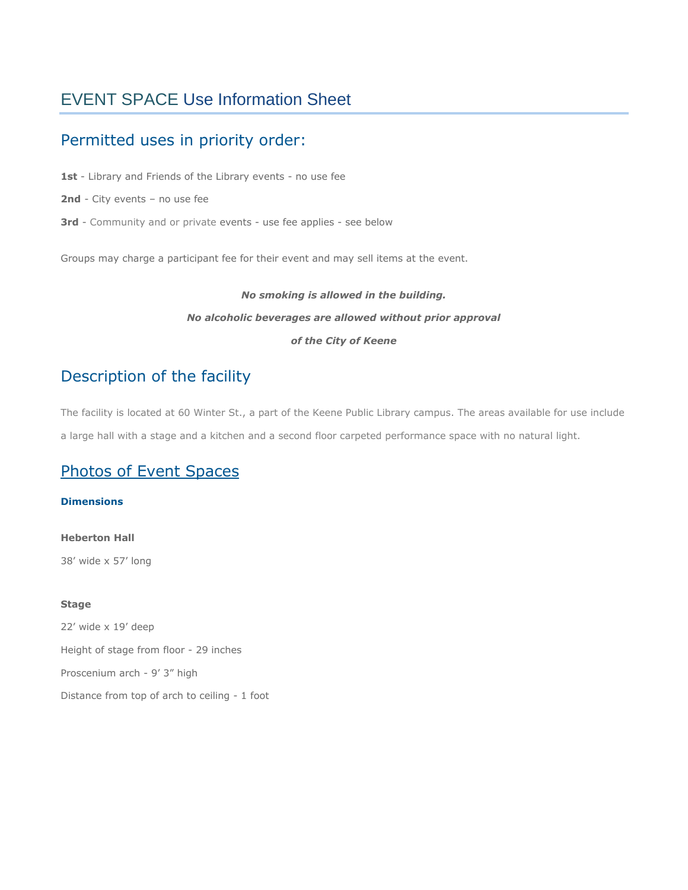# EVENT SPACE Use Information Sheet

## Permitted uses in priority order:

**1st** - Library and Friends of the Library events - no use fee

**2nd** - City events – no use fee

**3rd** - Community and or private events - use fee applies - see below

Groups may charge a participant fee for their event and may sell items at the event.

***No smoking is allowed in the building.***

***No alcoholic beverages are allowed without prior approval***

***of the City of Keene***

## Description of the facility

The facility is located at 60 Winter St., a part of the Keene Public Library campus. The areas available for use include a large hall with a stage and a kitchen and a second floor carpeted performance space with no natural light.

## Photos of Event Spaces

**Dimensions**

**Heberton Hall**

38′ wide x 57′ long

**Stage**

22′ wide x 19′ deep

Height of stage from floor - 29 inches

Proscenium arch - 9′ 3″ high

Distance from top of arch to ceiling - 1 foot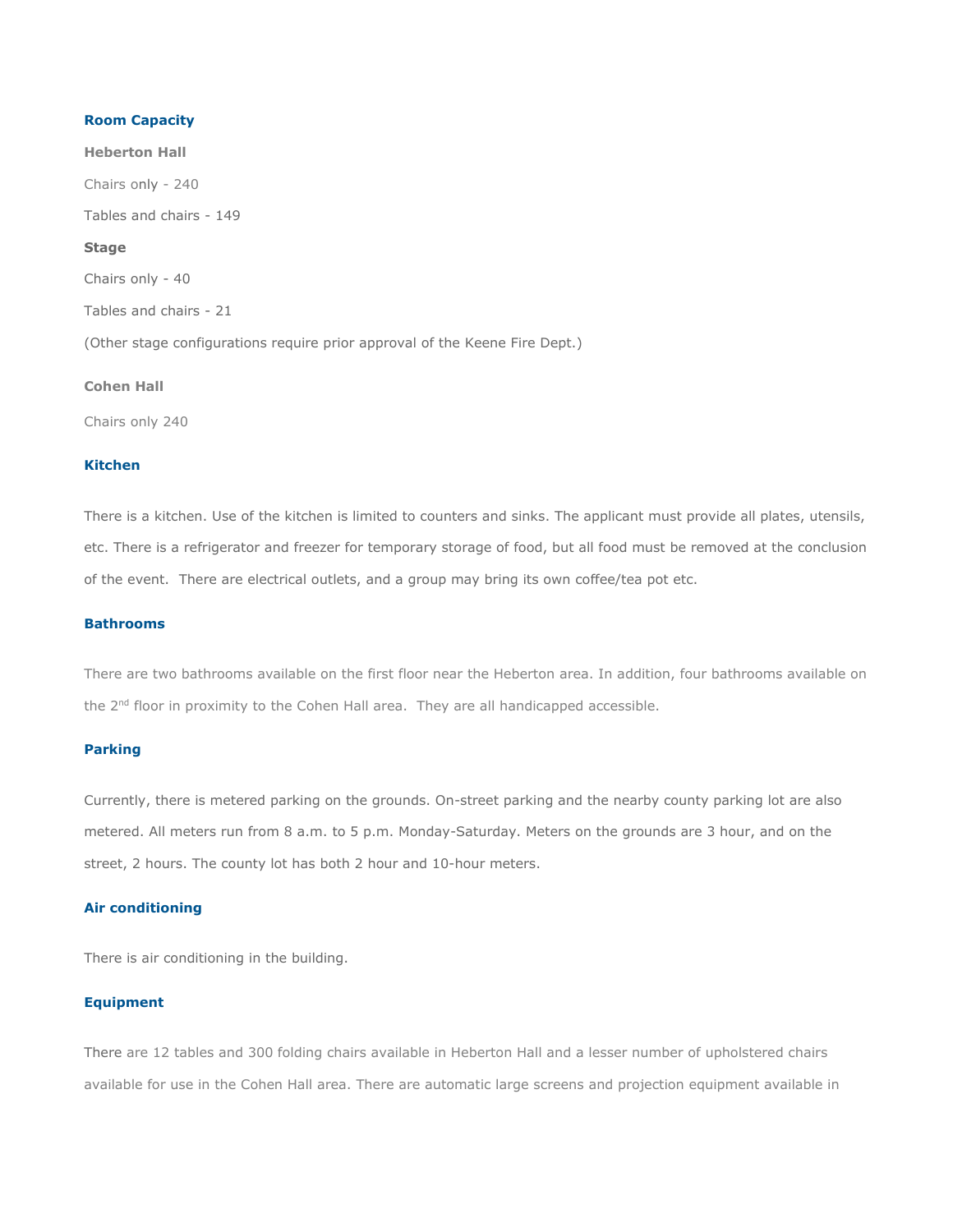## Room Capacity

**Heberton Hall**

Chairs only - 240

Tables and chairs - 149

**Stage**

Chairs only - 40

Tables and chairs - 21

(Other stage configurations require prior approval of the Keene Fire Dept.)

**Cohen Hall**

Chairs only 240

## Kitchen

There is a kitchen. Use of the kitchen is limited to counters and sinks. The applicant must provide all plates, utensils, etc. There is a refrigerator and freezer for temporary storage of food, but all food must be removed at the conclusion of the event. There are electrical outlets, and a group may bring its own coffee/tea pot etc.

## Bathrooms

There are two bathrooms available on the first floor near the Heberton area. In addition, four bathrooms available on the 2nd floor in proximity to the Cohen Hall area. They are all handicapped accessible.

## Parking

Currently, there is metered parking on the grounds. On-street parking and the nearby county parking lot are also metered. All meters run from 8 a.m. to 5 p.m. Monday-Saturday. Meters on the grounds are 3 hour, and on the street, 2 hours. The county lot has both 2 hour and 10-hour meters.

## Air conditioning

There is air conditioning in the building.

## Equipment

There are 12 tables and 300 folding chairs available in Heberton Hall and a lesser number of upholstered chairs available for use in the Cohen Hall area. There are automatic large screens and projection equipment available in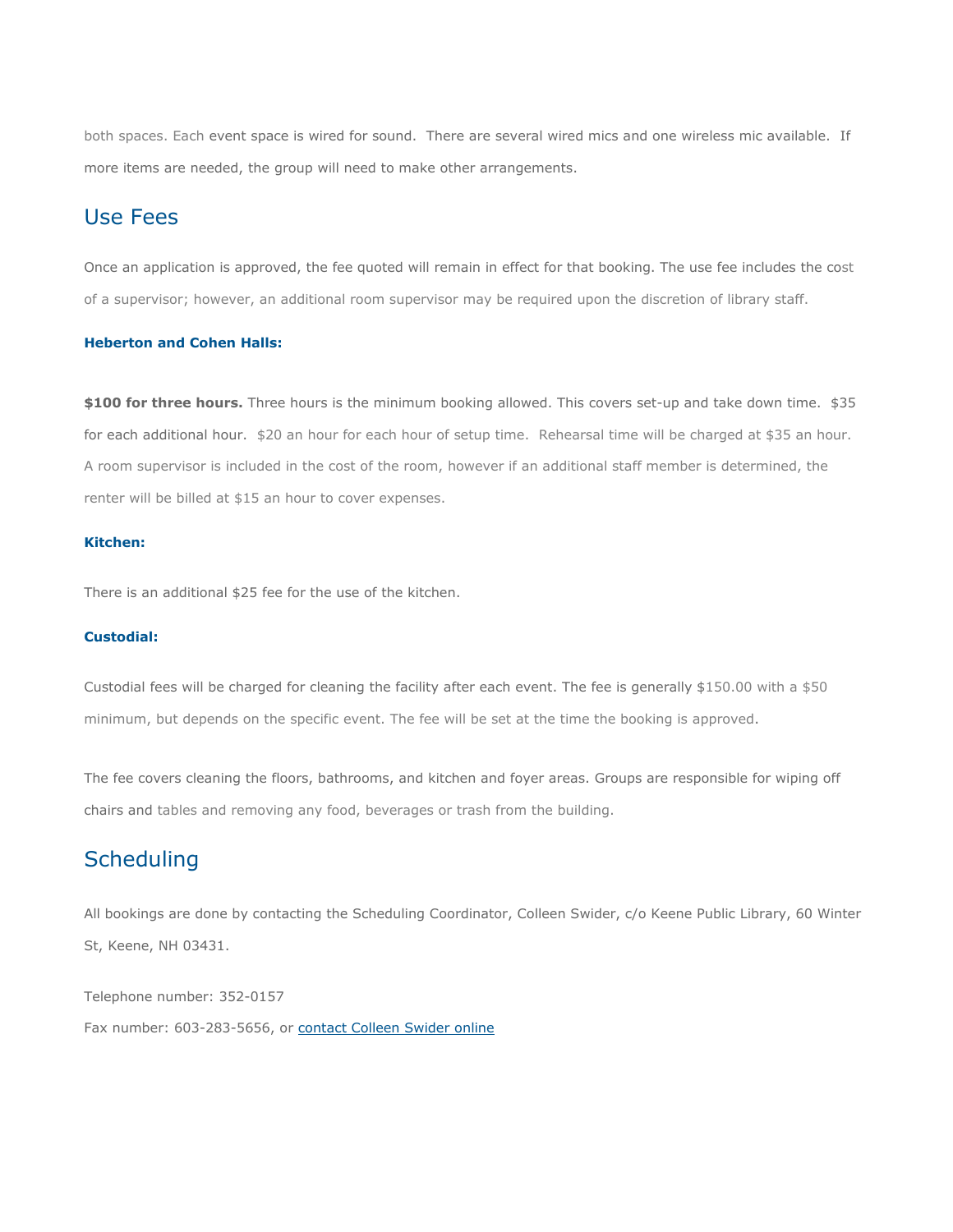both spaces. Each event space is wired for sound. There are several wired mics and one wireless mic available. If more items are needed, the group will need to make other arrangements.

## Use Fees

Once an application is approved, the fee quoted will remain in effect for that booking. The use fee includes the cost of a supervisor; however, an additional room supervisor may be required upon the discretion of library staff.

#### Heberton and Cohen Halls:

**$100 for three hours.** Three hours is the minimum booking allowed. This covers set-up and take down time. $35 for each additional hour. $20 an hour for each hour of setup time. Rehearsal time will be charged at $35 an hour. A room supervisor is included in the cost of the room, however if an additional staff member is determined, the renter will be billed at $15 an hour to cover expenses.

#### Kitchen:

There is an additional $25 fee for the use of the kitchen.

#### Custodial:

Custodial fees will be charged for cleaning the facility after each event. The fee is generally $150.00 with a $50 minimum, but depends on the specific event. The fee will be set at the time the booking is approved.

The fee covers cleaning the floors, bathrooms, and kitchen and foyer areas. Groups are responsible for wiping off chairs and tables and removing any food, beverages or trash from the building.

## Scheduling

All bookings are done by contacting the Scheduling Coordinator, Colleen Swider, c/o Keene Public Library, 60 Winter St, Keene, NH 03431.

Telephone number: 352-0157

Fax number: 603-283-5656, or [contact Colleen Swider online]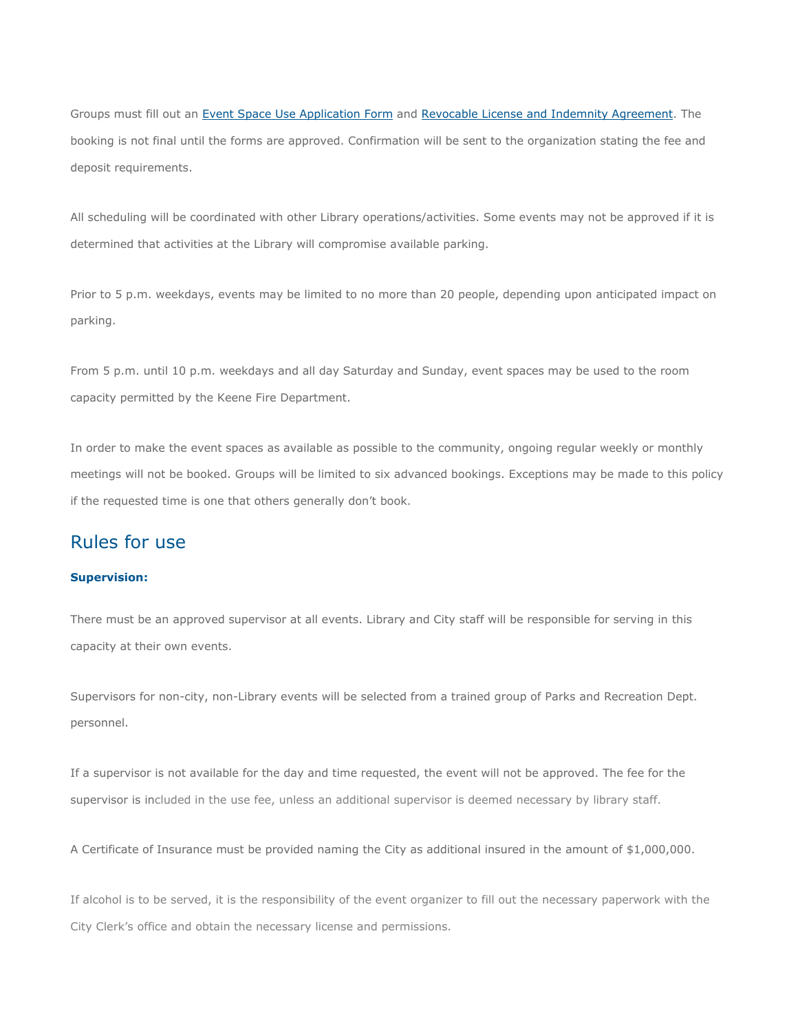Groups must fill out an Event Space Use Application Form and Revocable License and Indemnity Agreement. The booking is not final until the forms are approved. Confirmation will be sent to the organization stating the fee and deposit requirements.

All scheduling will be coordinated with other Library operations/activities. Some events may not be approved if it is determined that activities at the Library will compromise available parking.

Prior to 5 p.m. weekdays, events may be limited to no more than 20 people, depending upon anticipated impact on parking.

From 5 p.m. until 10 p.m. weekdays and all day Saturday and Sunday, event spaces may be used to the room capacity permitted by the Keene Fire Department.

In order to make the event spaces as available as possible to the community, ongoing regular weekly or monthly meetings will not be booked. Groups will be limited to six advanced bookings. Exceptions may be made to this policy if the requested time is one that others generally don't book.

## Rules for use

**Supervision:**

There must be an approved supervisor at all events. Library and City staff will be responsible for serving in this capacity at their own events.

Supervisors for non-city, non-Library events will be selected from a trained group of Parks and Recreation Dept. personnel.

If a supervisor is not available for the day and time requested, the event will not be approved. The fee for the supervisor is included in the use fee, unless an additional supervisor is deemed necessary by library staff.

A Certificate of Insurance must be provided naming the City as additional insured in the amount of $1,000,000.

If alcohol is to be served, it is the responsibility of the event organizer to fill out the necessary paperwork with the City Clerk's office and obtain the necessary license and permissions.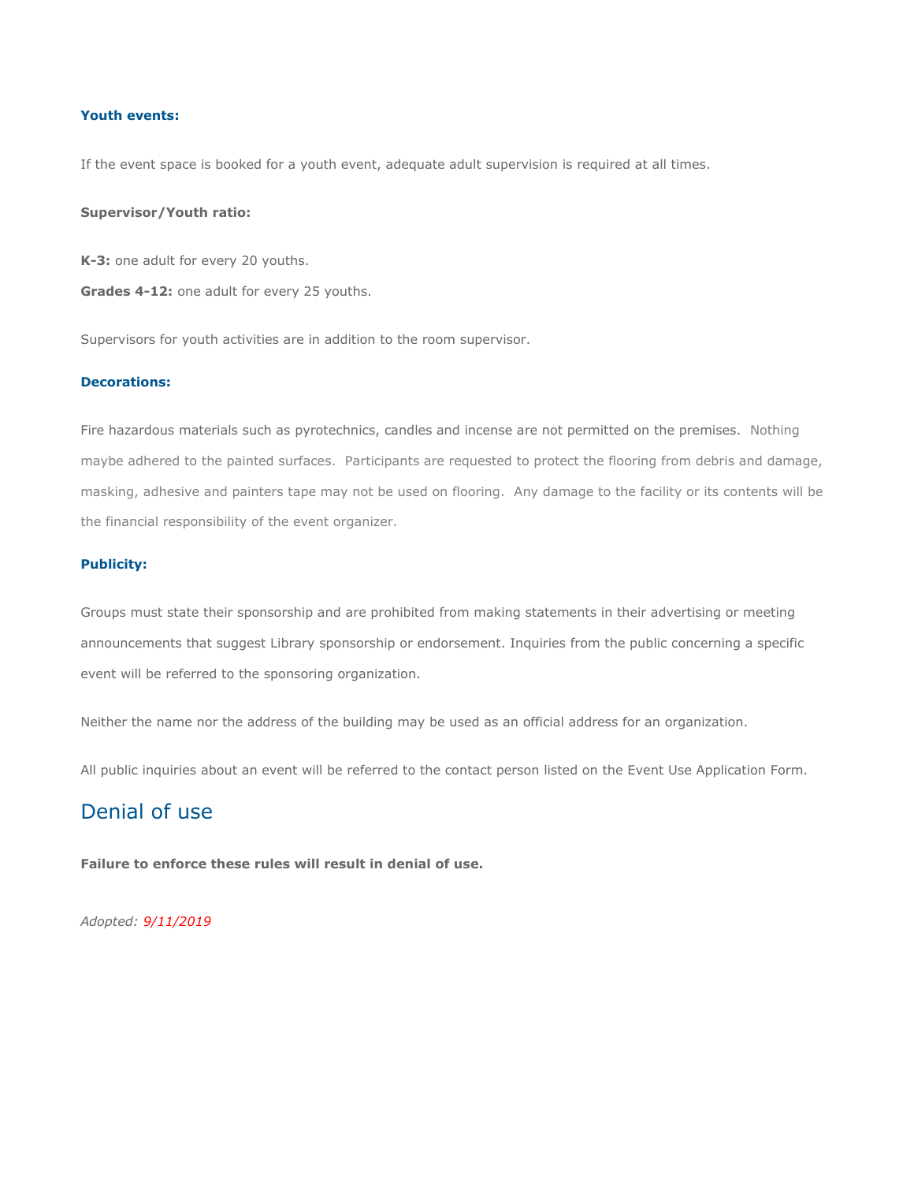### Youth events:

If the event space is booked for a youth event, adequate adult supervision is required at all times.

**Supervisor/Youth ratio:**

**K-3:** one adult for every 20 youths.

**Grades 4-12:** one adult for every 25 youths.

Supervisors for youth activities are in addition to the room supervisor.

### Decorations:

Fire hazardous materials such as pyrotechnics, candles and incense are not permitted on the premises. Nothing maybe adhered to the painted surfaces. Participants are requested to protect the flooring from debris and damage, masking, adhesive and painters tape may not be used on flooring. Any damage to the facility or its contents will be the financial responsibility of the event organizer.

### Publicity:

Groups must state their sponsorship and are prohibited from making statements in their advertising or meeting announcements that suggest Library sponsorship or endorsement. Inquiries from the public concerning a specific event will be referred to the sponsoring organization.

Neither the name nor the address of the building may be used as an official address for an organization.

All public inquiries about an event will be referred to the contact person listed on the Event Use Application Form.

## Denial of use

**Failure to enforce these rules will result in denial of use.**

*Adopted: 9/11/2019*